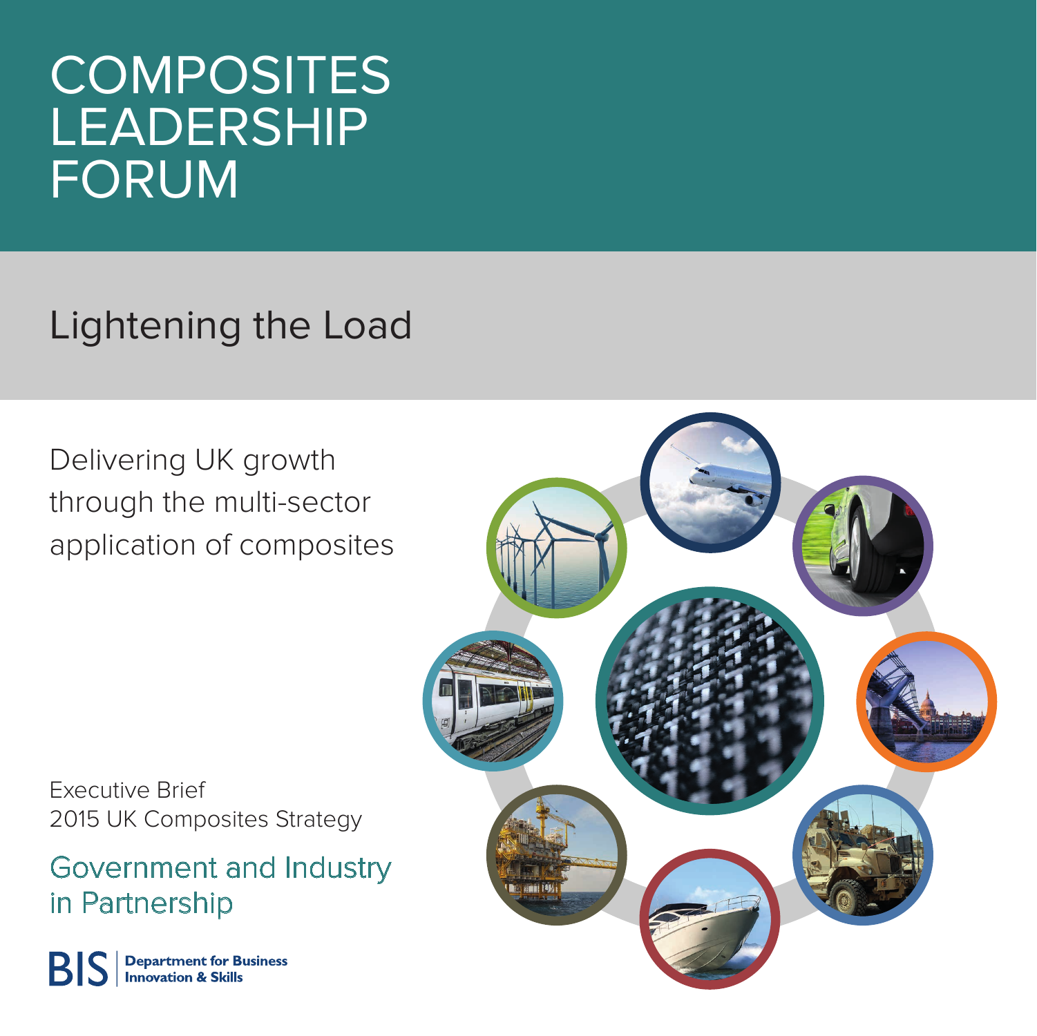# COMPOSITES LEADERSHIP FORUM

## Lightening the Load

Delivering UK growth through the multi-sector application of composites

Executive Brief
2015 UK Composites Strategy

Government and Industry in Partnership

BIS | Department for Business Innovation & Skills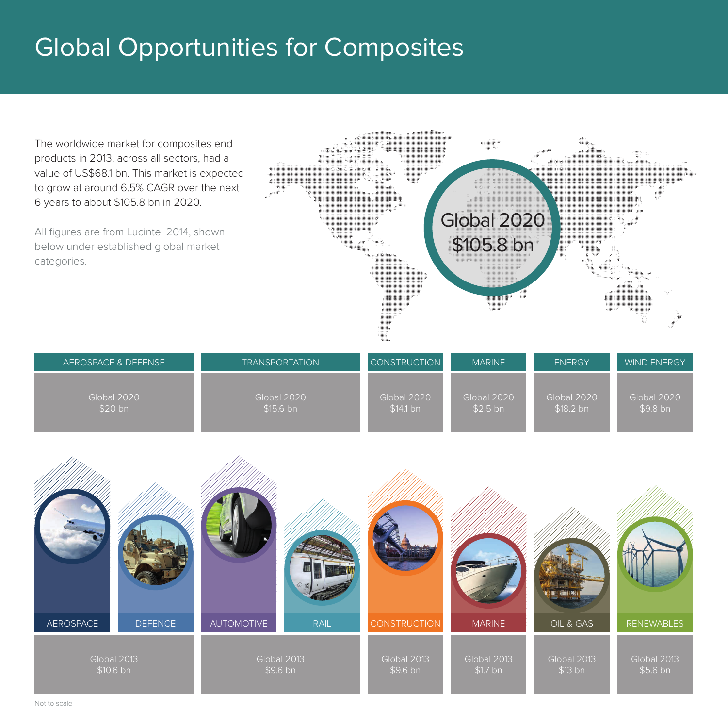# Global Opportunities for Composites

The worldwide market for composites end products in 2013, across all sectors, had a value of US$68.1 bn. This market is expected to grow at around 6.5% CAGR over the next 6 years to about $105.8 bn in 2020.

All figures are from Lucintel 2014, shown below under established global market categories.

Global 2020
$105.8 bn

| Market category | Sub-sector(s) | Global 2020 | Global 2013 |
|---|---|---|---|
| AEROSPACE & DEFENSE | AEROSPACE, DEFENCE | $20 bn | $10.6 bn |
| TRANSPORTATION | AUTOMOTIVE, RAIL | $15.6 bn | $9.6 bn |
| CONSTRUCTION | CONSTRUCTION | $14.1 bn | $9.6 bn |
| MARINE | MARINE | $2.5 bn | $1.7 bn |
| ENERGY | OIL & GAS | $18.2 bn | $13 bn |
| WIND ENERGY | RENEWABLES | $9.8 bn | $5.6 bn |

Not to scale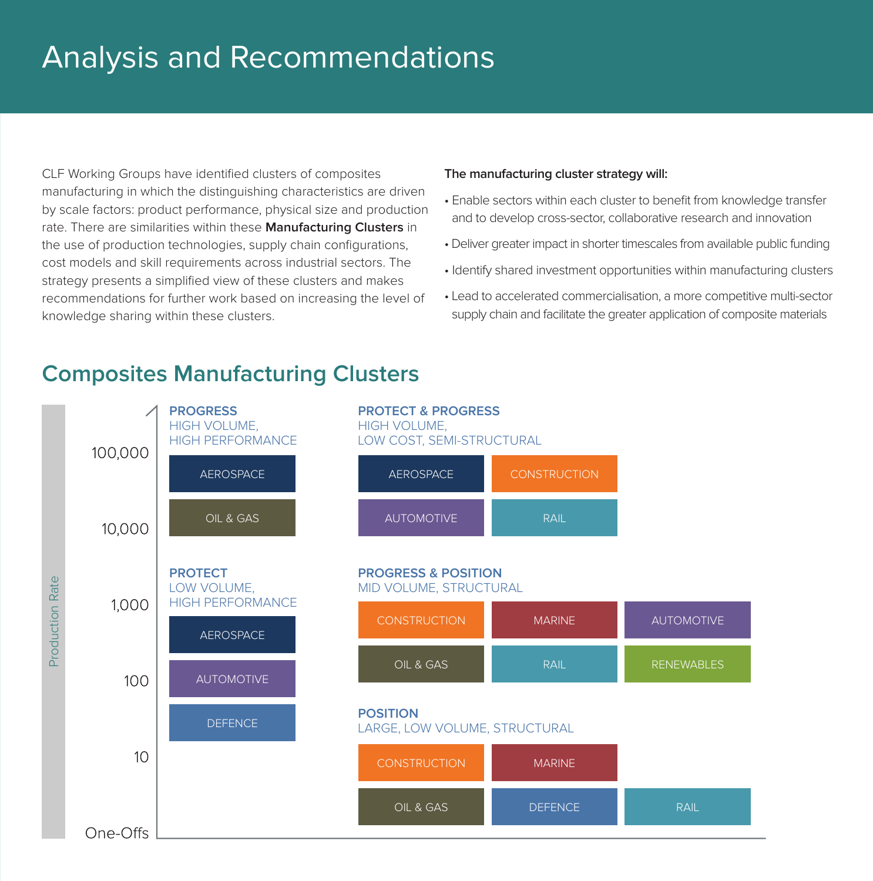# Analysis and Recommendations

CLF Working Groups have identified clusters of composites manufacturing in which the distinguishing characteristics are driven by scale factors: product performance, physical size and production rate. There are similarities within these **Manufacturing Clusters** in the use of production technologies, supply chain configurations, cost models and skill requirements across industrial sectors. The strategy presents a simplified view of these clusters and makes recommendations for further work based on increasing the level of knowledge sharing within these clusters.

**The manufacturing cluster strategy will:**

- Enable sectors within each cluster to benefit from knowledge transfer and to develop cross-sector, collaborative research and innovation
- Deliver greater impact in shorter timescales from available public funding
- Identify shared investment opportunities within manufacturing clusters
- Lead to accelerated commercialisation, a more competitive multi-sector supply chain and facilitate the greater application of composite materials

## Composites Manufacturing Clusters

Production Rate

100,000
10,000
1,000
100
10
One-Offs

**PROGRESS**
HIGH VOLUME, HIGH PERFORMANCE
AEROSPACE
OIL & GAS

**PROTECT**
LOW VOLUME, HIGH PERFORMANCE
AEROSPACE
AUTOMOTIVE
DEFENCE

**PROTECT & PROGRESS**
HIGH VOLUME, LOW COST, SEMI-STRUCTURAL
AEROSPACE
CONSTRUCTION
AUTOMOTIVE
RAIL

**PROGRESS & POSITION**
MID VOLUME, STRUCTURAL
CONSTRUCTION
MARINE
AUTOMOTIVE
OIL & GAS
RAIL
RENEWABLES

**POSITION**
LARGE, LOW VOLUME, STRUCTURAL
CONSTRUCTION
MARINE
OIL & GAS
DEFENCE
RAIL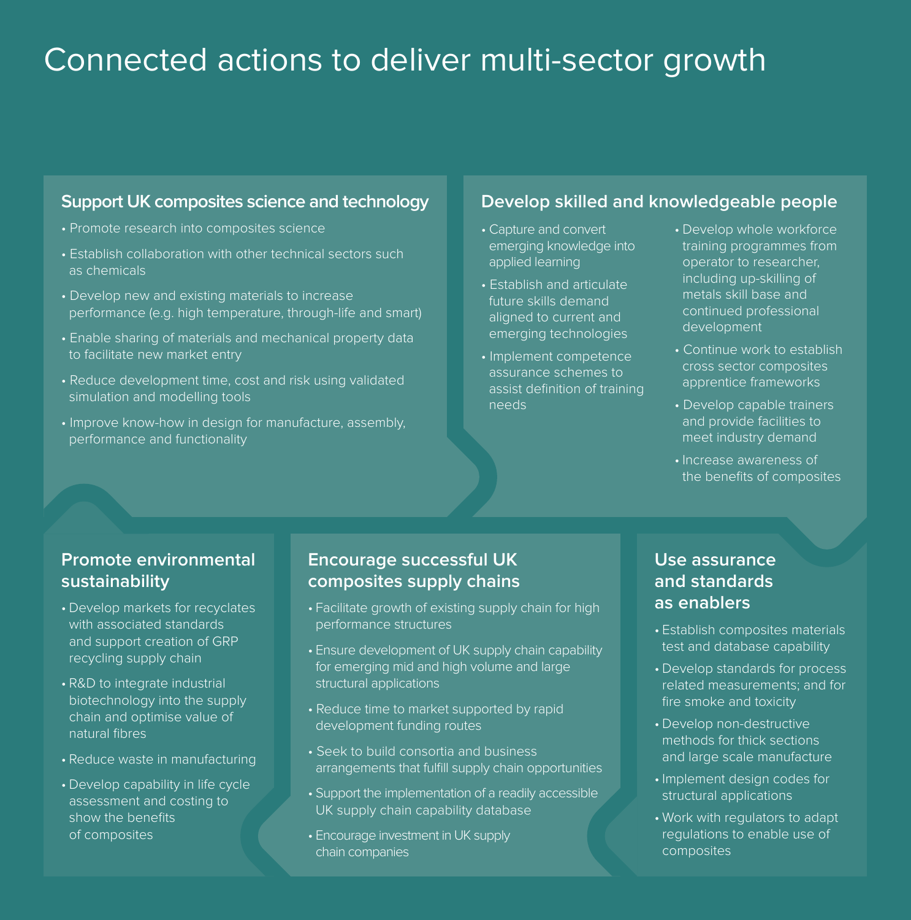# Connected actions to deliver multi-sector growth

## Support UK composites science and technology

- Promote research into composites science
- Establish collaboration with other technical sectors such as chemicals
- Develop new and existing materials to increase performance (e.g. high temperature, through-life and smart)
- Enable sharing of materials and mechanical property data to facilitate new market entry
- Reduce development time, cost and risk using validated simulation and modelling tools
- Improve know-how in design for manufacture, assembly, performance and functionality

## Develop skilled and knowledgeable people

- Capture and convert emerging knowledge into applied learning
- Establish and articulate future skills demand aligned to current and emerging technologies
- Implement competence assurance schemes to assist definition of training needs
- Develop whole workforce training programmes from operator to researcher, including up-skilling of metals skill base and continued professional development
- Continue work to establish cross sector composites apprentice frameworks
- Develop capable trainers and provide facilities to meet industry demand
- Increase awareness of the benefits of composites

## Promote environmental sustainability

- Develop markets for recyclates with associated standards and support creation of GRP recycling supply chain
- R&D to integrate industrial biotechnology into the supply chain and optimise value of natural fibres
- Reduce waste in manufacturing
- Develop capability in life cycle assessment and costing to show the benefits of composites

## Encourage successful UK composites supply chains

- Facilitate growth of existing supply chain for high performance structures
- Ensure development of UK supply chain capability for emerging mid and high volume and large structural applications
- Reduce time to market supported by rapid development funding routes
- Seek to build consortia and business arrangements that fulfill supply chain opportunities
- Support the implementation of a readily accessible UK supply chain capability database
- Encourage investment in UK supply chain companies

## Use assurance and standards as enablers

- Establish composites materials test and database capability
- Develop standards for process related measurements; and for fire smoke and toxicity
- Develop non-destructive methods for thick sections and large scale manufacture
- Implement design codes for structural applications
- Work with regulators to adapt regulations to enable use of composites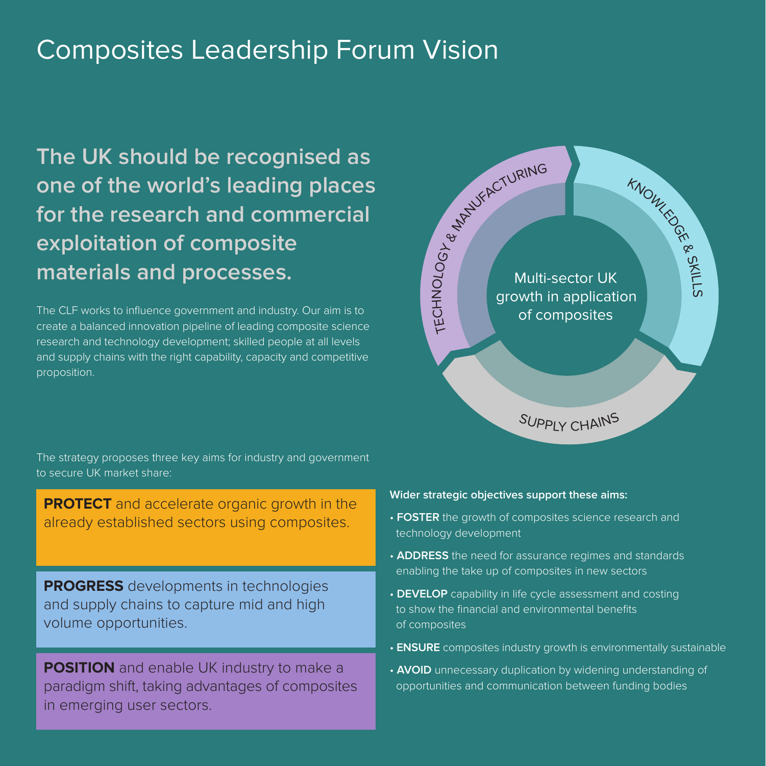# Composites Leadership Forum Vision

## The UK should be recognised as one of the world's leading places for the research and commercial exploitation of composite materials and processes.

The CLF works to influence government and industry. Our aim is to create a balanced innovation pipeline of leading composite science research and technology development; skilled people at all levels and supply chains with the right capability, capacity and competitive proposition.

TECHNOLOGY & MANUFACTURING

KNOWLEDGE & SKILLS

SUPPLY CHAINS

Multi-sector UK growth in application of composites

The strategy proposes three key aims for industry and government to secure UK market share:

**PROTECT** and accelerate organic growth in the already established sectors using composites.

**PROGRESS** developments in technologies and supply chains to capture mid and high volume opportunities.

**POSITION** and enable UK industry to make a paradigm shift, taking advantages of composites in emerging user sectors.

**Wider strategic objectives support these aims:**

- **FOSTER** the growth of composites science research and technology development
- **ADDRESS** the need for assurance regimes and standards enabling the take up of composites in new sectors
- **DEVELOP** capability in life cycle assessment and costing to show the financial and environmental benefits of composites
- **ENSURE** composites industry growth is environmentally sustainable
- **AVOID** unnecessary duplication by widening understanding of opportunities and communication between funding bodies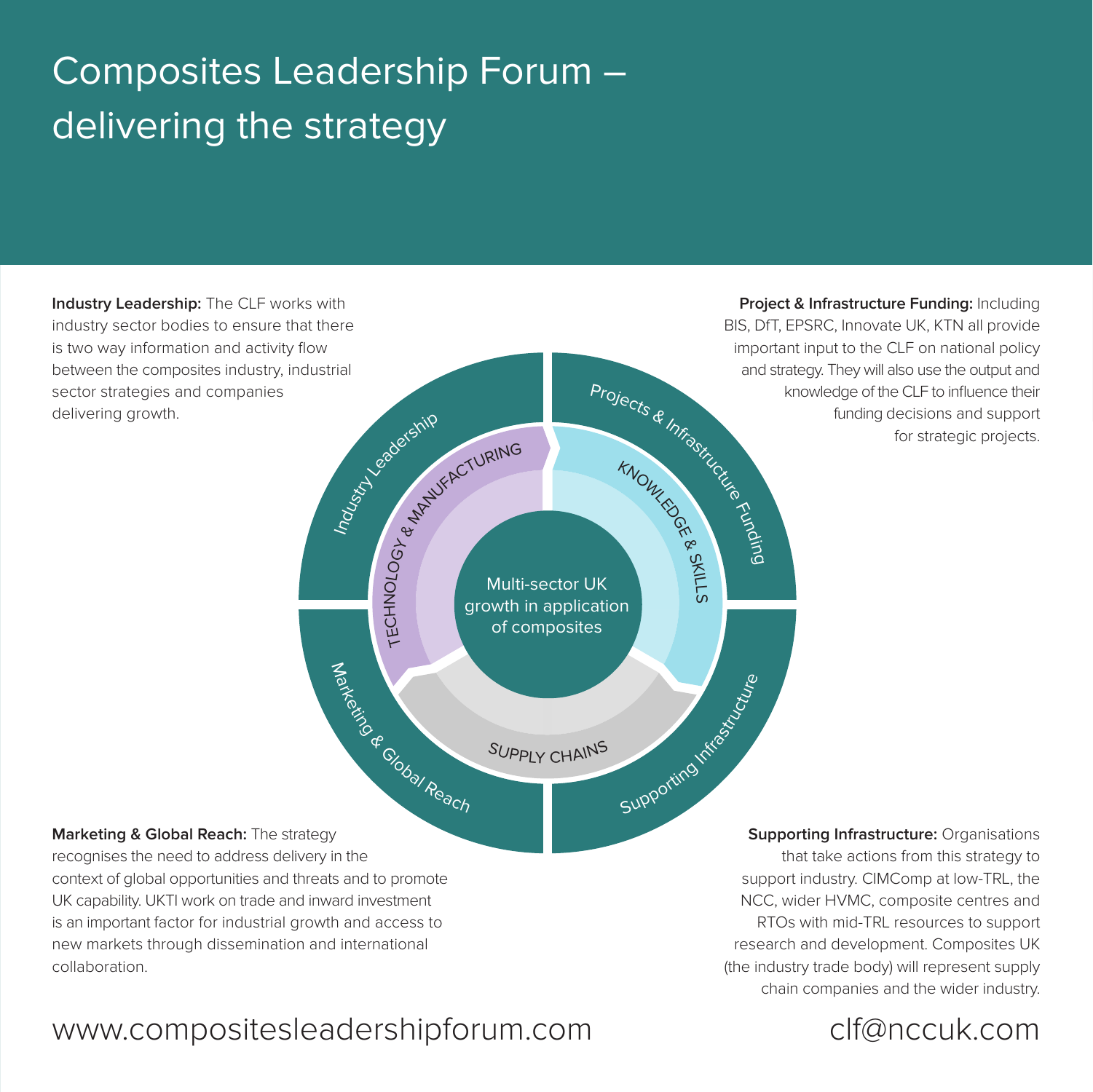# Composites Leadership Forum – delivering the strategy

**Industry Leadership:** The CLF works with industry sector bodies to ensure that there is two way information and activity flow between the composites industry, industrial sector strategies and companies delivering growth.

**Project & Infrastructure Funding:** Including BIS, DfT, EPSRC, Innovate UK, KTN all provide important input to the CLF on national policy and strategy. They will also use the output and knowledge of the CLF to influence their funding decisions and support for strategic projects.

Industry Leadership

Projects & Infrastructure Funding

TECHNOLOGY & MANUFACTURING

KNOWLEDGE & SKILLS

Multi-sector UK growth in application of composites

SUPPLY CHAINS

Marketing & Global Reach

Supporting Infrastructure

**Marketing & Global Reach:** The strategy recognises the need to address delivery in the context of global opportunities and threats and to promote UK capability. UKTI work on trade and inward investment is an important factor for industrial growth and access to new markets through dissemination and international collaboration.

**Supporting Infrastructure:** Organisations that take actions from this strategy to support industry. CIMComp at low-TRL, the NCC, wider HVMC, composite centres and RTOs with mid-TRL resources to support research and development. Composites UK (the industry trade body) will represent supply chain companies and the wider industry.

www.compositesleadershipforum.com

clf@nccuk.com